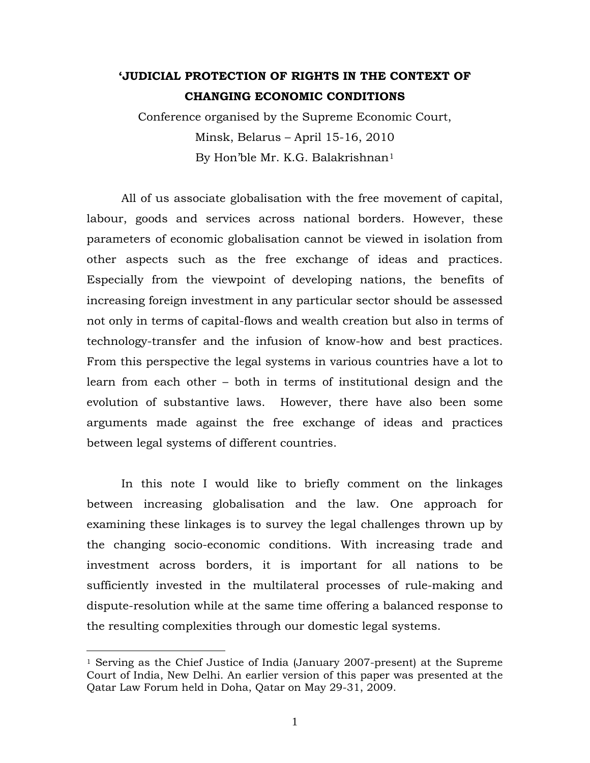# 'JUDICIAL PROTECTION OF RIGHTS IN THE CONTEXT OF CHANGING ECONOMIC CONDITIONS

Conference organised by the Supreme Economic Court,
Minsk, Belarus – April 15-16, 2010
By Hon'ble Mr. K.G. Balakrishnan[1]

All of us associate globalisation with the free movement of capital, labour, goods and services across national borders. However, these parameters of economic globalisation cannot be viewed in isolation from other aspects such as the free exchange of ideas and practices. Especially from the viewpoint of developing nations, the benefits of increasing foreign investment in any particular sector should be assessed not only in terms of capital-flows and wealth creation but also in terms of technology-transfer and the infusion of know-how and best practices. From this perspective the legal systems in various countries have a lot to learn from each other – both in terms of institutional design and the evolution of substantive laws. However, there have also been some arguments made against the free exchange of ideas and practices between legal systems of different countries.

In this note I would like to briefly comment on the linkages between increasing globalisation and the law. One approach for examining these linkages is to survey the legal challenges thrown up by the changing socio-economic conditions. With increasing trade and investment across borders, it is important for all nations to be sufficiently invested in the multilateral processes of rule-making and dispute-resolution while at the same time offering a balanced response to the resulting complexities through our domestic legal systems.

---

[1] Serving as the Chief Justice of India (January 2007-present) at the Supreme Court of India, New Delhi. An earlier version of this paper was presented at the Qatar Law Forum held in Doha, Qatar on May 29-31, 2009.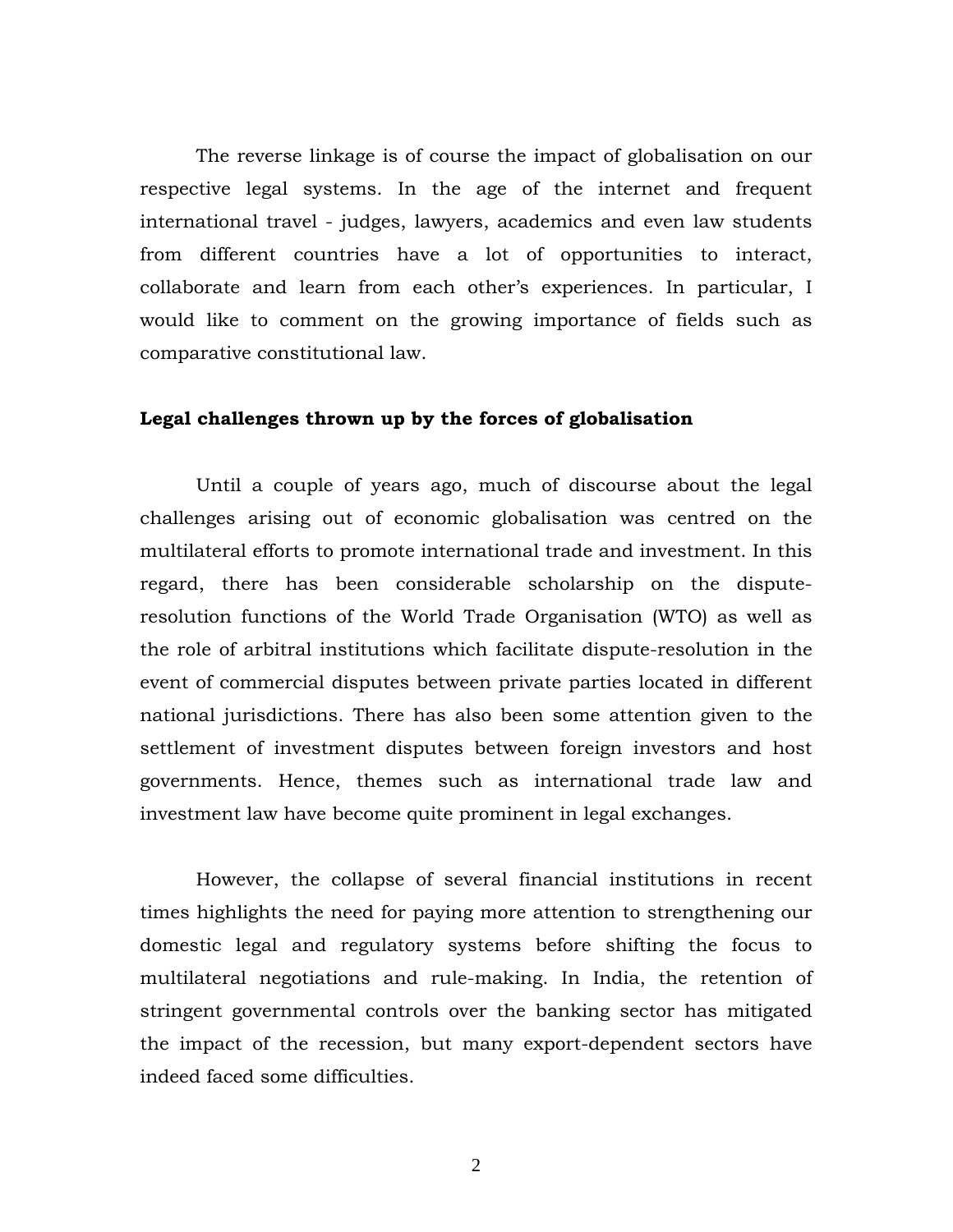The reverse linkage is of course the impact of globalisation on our respective legal systems. In the age of the internet and frequent international travel - judges, lawyers, academics and even law students from different countries have a lot of opportunities to interact, collaborate and learn from each other's experiences. In particular, I would like to comment on the growing importance of fields such as comparative constitutional law.

**Legal challenges thrown up by the forces of globalisation**

Until a couple of years ago, much of discourse about the legal challenges arising out of economic globalisation was centred on the multilateral efforts to promote international trade and investment. In this regard, there has been considerable scholarship on the dispute-resolution functions of the World Trade Organisation (WTO) as well as the role of arbitral institutions which facilitate dispute-resolution in the event of commercial disputes between private parties located in different national jurisdictions. There has also been some attention given to the settlement of investment disputes between foreign investors and host governments. Hence, themes such as international trade law and investment law have become quite prominent in legal exchanges.

However, the collapse of several financial institutions in recent times highlights the need for paying more attention to strengthening our domestic legal and regulatory systems before shifting the focus to multilateral negotiations and rule-making. In India, the retention of stringent governmental controls over the banking sector has mitigated the impact of the recession, but many export-dependent sectors have indeed faced some difficulties.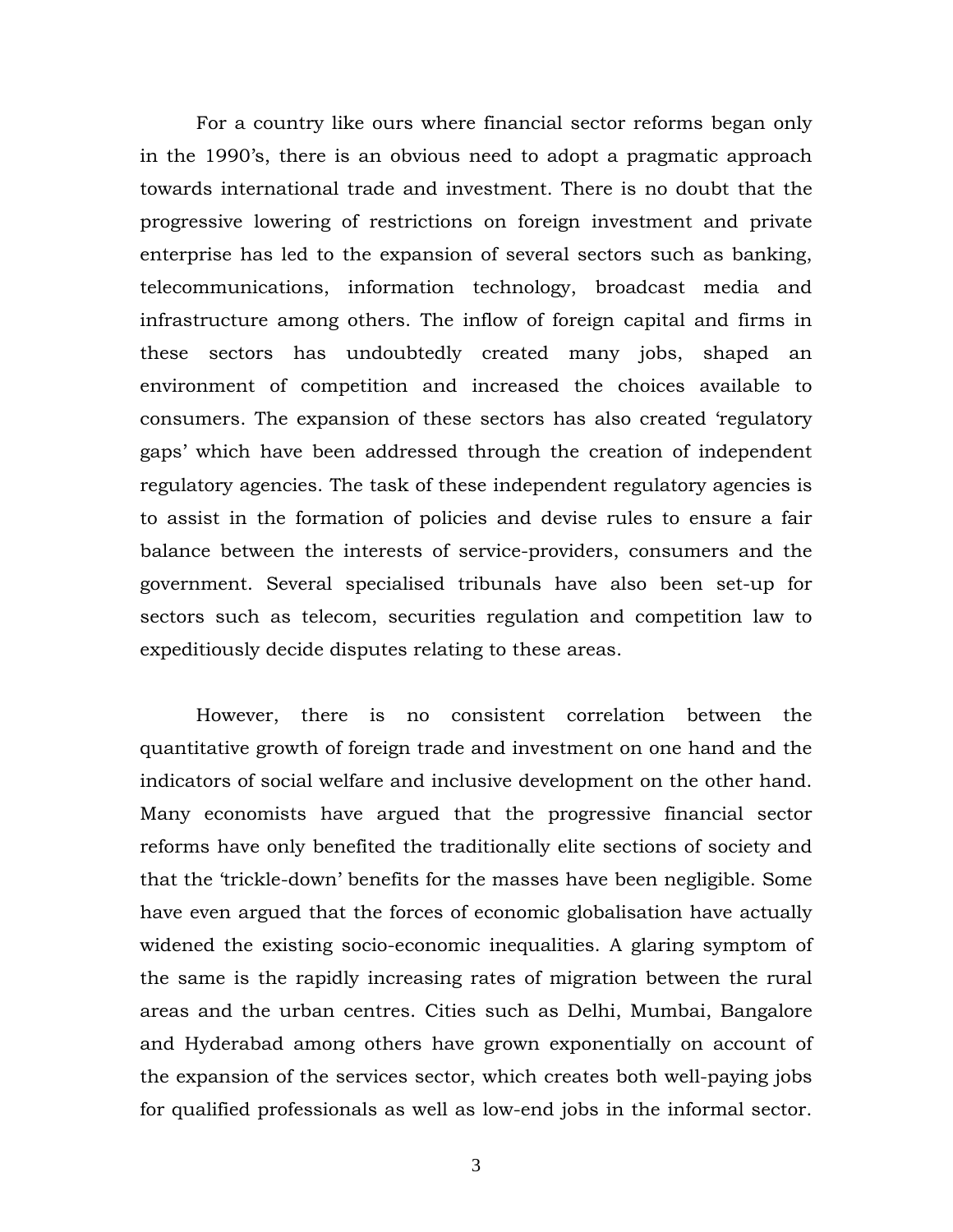For a country like ours where financial sector reforms began only in the 1990's, there is an obvious need to adopt a pragmatic approach towards international trade and investment. There is no doubt that the progressive lowering of restrictions on foreign investment and private enterprise has led to the expansion of several sectors such as banking, telecommunications, information technology, broadcast media and infrastructure among others. The inflow of foreign capital and firms in these sectors has undoubtedly created many jobs, shaped an environment of competition and increased the choices available to consumers. The expansion of these sectors has also created 'regulatory gaps' which have been addressed through the creation of independent regulatory agencies. The task of these independent regulatory agencies is to assist in the formation of policies and devise rules to ensure a fair balance between the interests of service-providers, consumers and the government. Several specialised tribunals have also been set-up for sectors such as telecom, securities regulation and competition law to expeditiously decide disputes relating to these areas.

However, there is no consistent correlation between the quantitative growth of foreign trade and investment on one hand and the indicators of social welfare and inclusive development on the other hand. Many economists have argued that the progressive financial sector reforms have only benefited the traditionally elite sections of society and that the 'trickle-down' benefits for the masses have been negligible. Some have even argued that the forces of economic globalisation have actually widened the existing socio-economic inequalities. A glaring symptom of the same is the rapidly increasing rates of migration between the rural areas and the urban centres. Cities such as Delhi, Mumbai, Bangalore and Hyderabad among others have grown exponentially on account of the expansion of the services sector, which creates both well-paying jobs for qualified professionals as well as low-end jobs in the informal sector.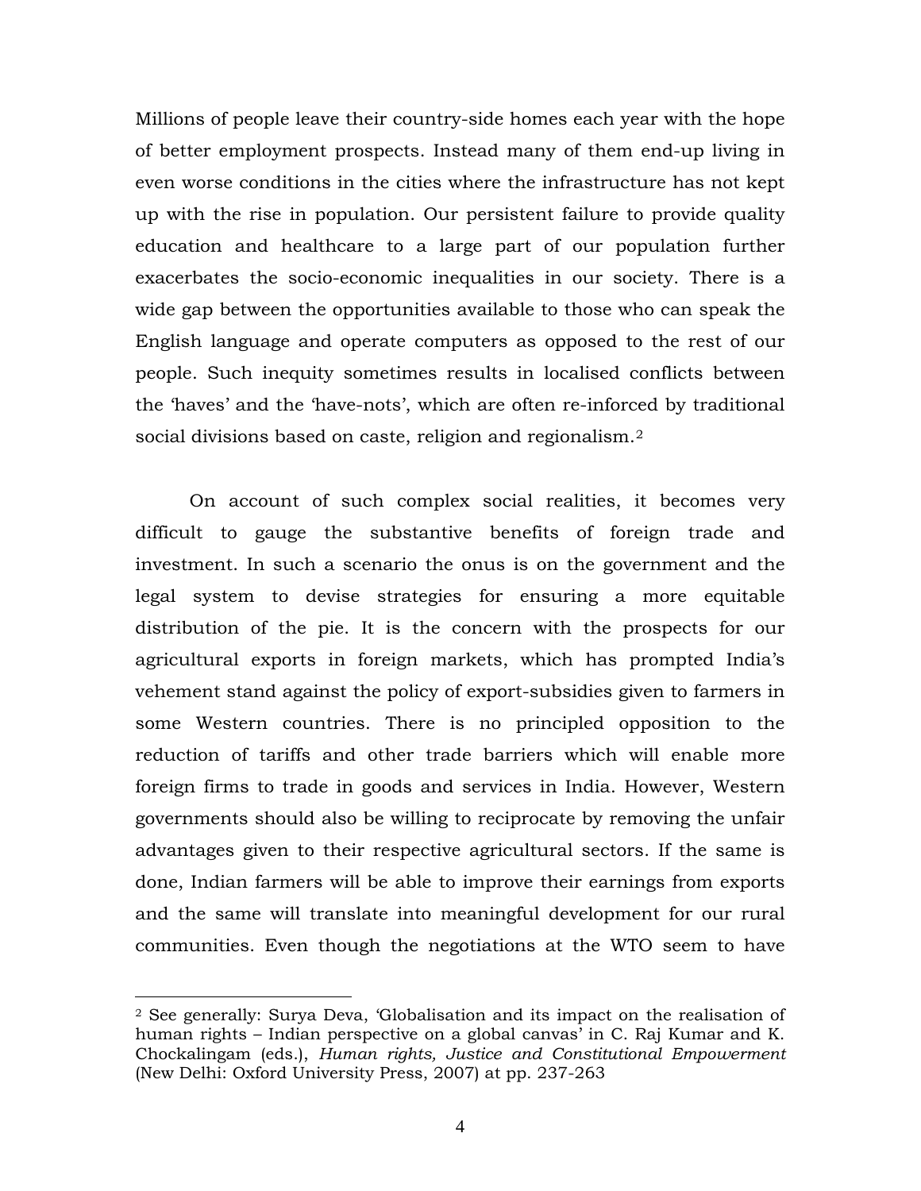Millions of people leave their country-side homes each year with the hope of better employment prospects. Instead many of them end-up living in even worse conditions in the cities where the infrastructure has not kept up with the rise in population. Our persistent failure to provide quality education and healthcare to a large part of our population further exacerbates the socio-economic inequalities in our society. There is a wide gap between the opportunities available to those who can speak the English language and operate computers as opposed to the rest of our people. Such inequity sometimes results in localised conflicts between the 'haves' and the 'have-nots', which are often re-inforced by traditional social divisions based on caste, religion and regionalism.[2]

On account of such complex social realities, it becomes very difficult to gauge the substantive benefits of foreign trade and investment. In such a scenario the onus is on the government and the legal system to devise strategies for ensuring a more equitable distribution of the pie. It is the concern with the prospects for our agricultural exports in foreign markets, which has prompted India's vehement stand against the policy of export-subsidies given to farmers in some Western countries. There is no principled opposition to the reduction of tariffs and other trade barriers which will enable more foreign firms to trade in goods and services in India. However, Western governments should also be willing to reciprocate by removing the unfair advantages given to their respective agricultural sectors. If the same is done, Indian farmers will be able to improve their earnings from exports and the same will translate into meaningful development for our rural communities. Even though the negotiations at the WTO seem to have

---

[2] See generally: Surya Deva, 'Globalisation and its impact on the realisation of human rights – Indian perspective on a global canvas' in C. Raj Kumar and K. Chockalingam (eds.), *Human rights, Justice and Constitutional Empowerment* (New Delhi: Oxford University Press, 2007) at pp. 237-263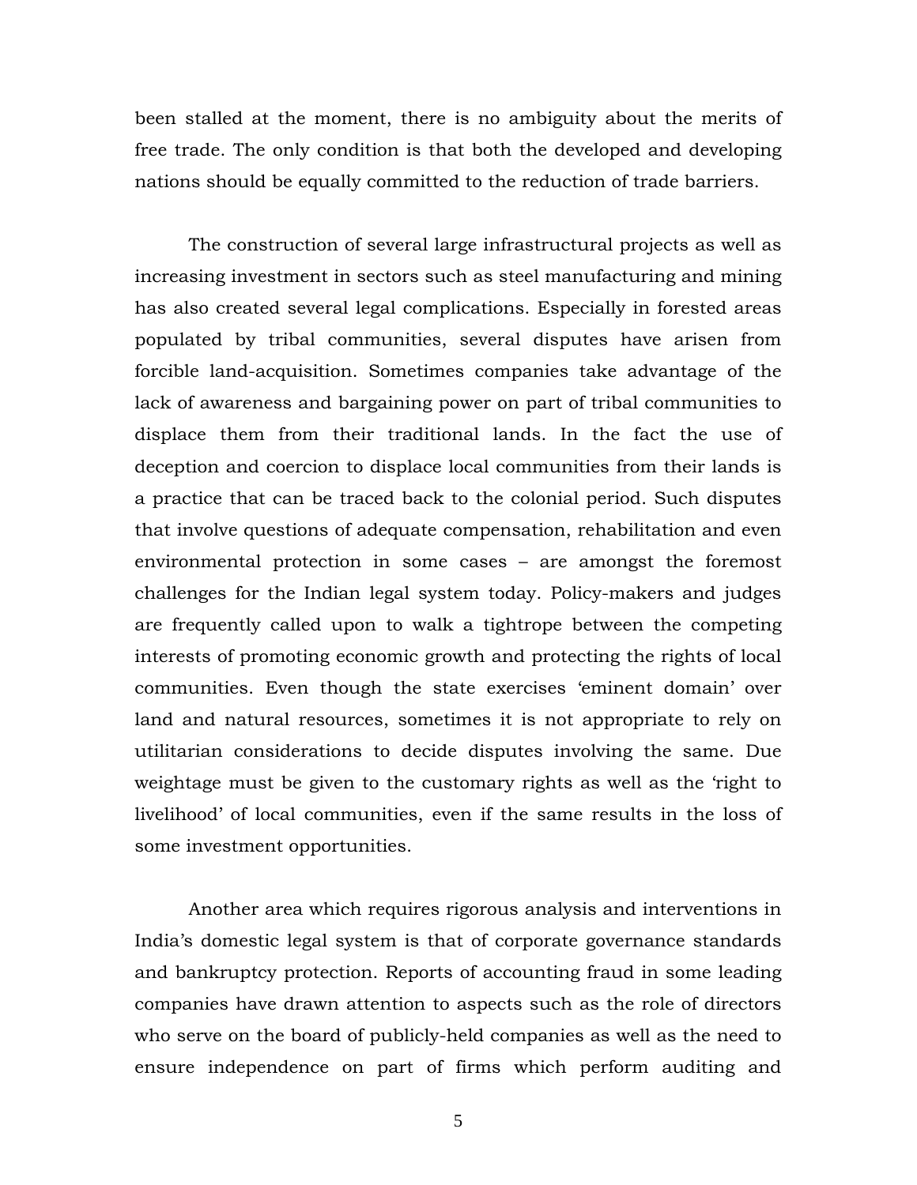been stalled at the moment, there is no ambiguity about the merits of free trade. The only condition is that both the developed and developing nations should be equally committed to the reduction of trade barriers.

The construction of several large infrastructural projects as well as increasing investment in sectors such as steel manufacturing and mining has also created several legal complications. Especially in forested areas populated by tribal communities, several disputes have arisen from forcible land-acquisition. Sometimes companies take advantage of the lack of awareness and bargaining power on part of tribal communities to displace them from their traditional lands. In the fact the use of deception and coercion to displace local communities from their lands is a practice that can be traced back to the colonial period. Such disputes that involve questions of adequate compensation, rehabilitation and even environmental protection in some cases – are amongst the foremost challenges for the Indian legal system today. Policy-makers and judges are frequently called upon to walk a tightrope between the competing interests of promoting economic growth and protecting the rights of local communities. Even though the state exercises 'eminent domain' over land and natural resources, sometimes it is not appropriate to rely on utilitarian considerations to decide disputes involving the same. Due weightage must be given to the customary rights as well as the 'right to livelihood' of local communities, even if the same results in the loss of some investment opportunities.

Another area which requires rigorous analysis and interventions in India's domestic legal system is that of corporate governance standards and bankruptcy protection. Reports of accounting fraud in some leading companies have drawn attention to aspects such as the role of directors who serve on the board of publicly-held companies as well as the need to ensure independence on part of firms which perform auditing and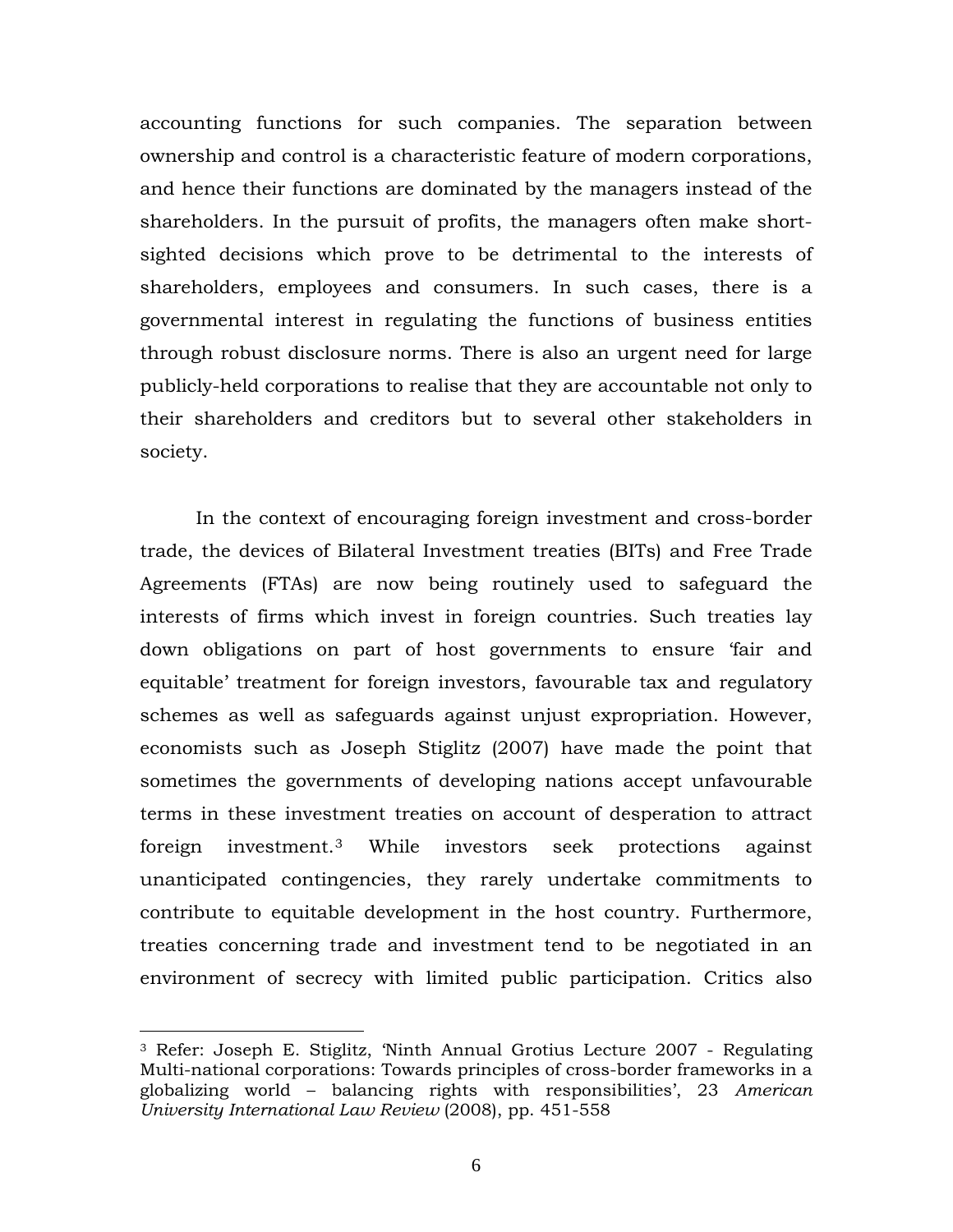accounting functions for such companies. The separation between ownership and control is a characteristic feature of modern corporations, and hence their functions are dominated by the managers instead of the shareholders. In the pursuit of profits, the managers often make short-sighted decisions which prove to be detrimental to the interests of shareholders, employees and consumers. In such cases, there is a governmental interest in regulating the functions of business entities through robust disclosure norms. There is also an urgent need for large publicly-held corporations to realise that they are accountable not only to their shareholders and creditors but to several other stakeholders in society.

In the context of encouraging foreign investment and cross-border trade, the devices of Bilateral Investment treaties (BITs) and Free Trade Agreements (FTAs) are now being routinely used to safeguard the interests of firms which invest in foreign countries. Such treaties lay down obligations on part of host governments to ensure 'fair and equitable' treatment for foreign investors, favourable tax and regulatory schemes as well as safeguards against unjust expropriation. However, economists such as Joseph Stiglitz (2007) have made the point that sometimes the governments of developing nations accept unfavourable terms in these investment treaties on account of desperation to attract foreign investment.[3] While investors seek protections against unanticipated contingencies, they rarely undertake commitments to contribute to equitable development in the host country. Furthermore, treaties concerning trade and investment tend to be negotiated in an environment of secrecy with limited public participation. Critics also

[3] Refer: Joseph E. Stiglitz, 'Ninth Annual Grotius Lecture 2007 - Regulating Multi-national corporations: Towards principles of cross-border frameworks in a globalizing world – balancing rights with responsibilities', 23 *American University International Law Review* (2008), pp. 451-558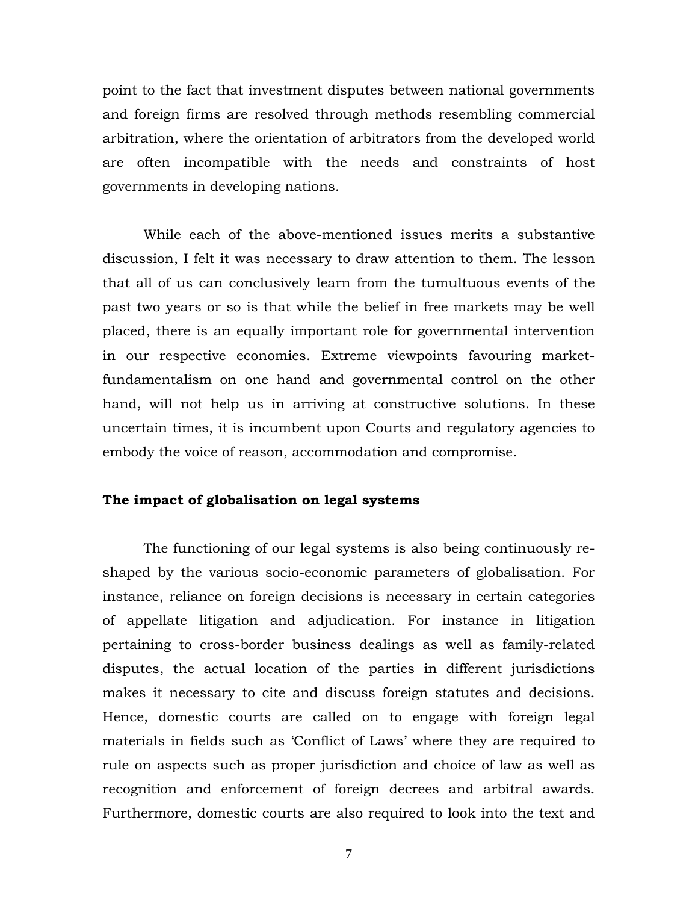point to the fact that investment disputes between national governments and foreign firms are resolved through methods resembling commercial arbitration, where the orientation of arbitrators from the developed world are often incompatible with the needs and constraints of host governments in developing nations.

While each of the above-mentioned issues merits a substantive discussion, I felt it was necessary to draw attention to them. The lesson that all of us can conclusively learn from the tumultuous events of the past two years or so is that while the belief in free markets may be well placed, there is an equally important role for governmental intervention in our respective economies. Extreme viewpoints favouring market-fundamentalism on one hand and governmental control on the other hand, will not help us in arriving at constructive solutions. In these uncertain times, it is incumbent upon Courts and regulatory agencies to embody the voice of reason, accommodation and compromise.

**The impact of globalisation on legal systems**

The functioning of our legal systems is also being continuously re-shaped by the various socio-economic parameters of globalisation. For instance, reliance on foreign decisions is necessary in certain categories of appellate litigation and adjudication. For instance in litigation pertaining to cross-border business dealings as well as family-related disputes, the actual location of the parties in different jurisdictions makes it necessary to cite and discuss foreign statutes and decisions. Hence, domestic courts are called on to engage with foreign legal materials in fields such as 'Conflict of Laws' where they are required to rule on aspects such as proper jurisdiction and choice of law as well as recognition and enforcement of foreign decrees and arbitral awards. Furthermore, domestic courts are also required to look into the text and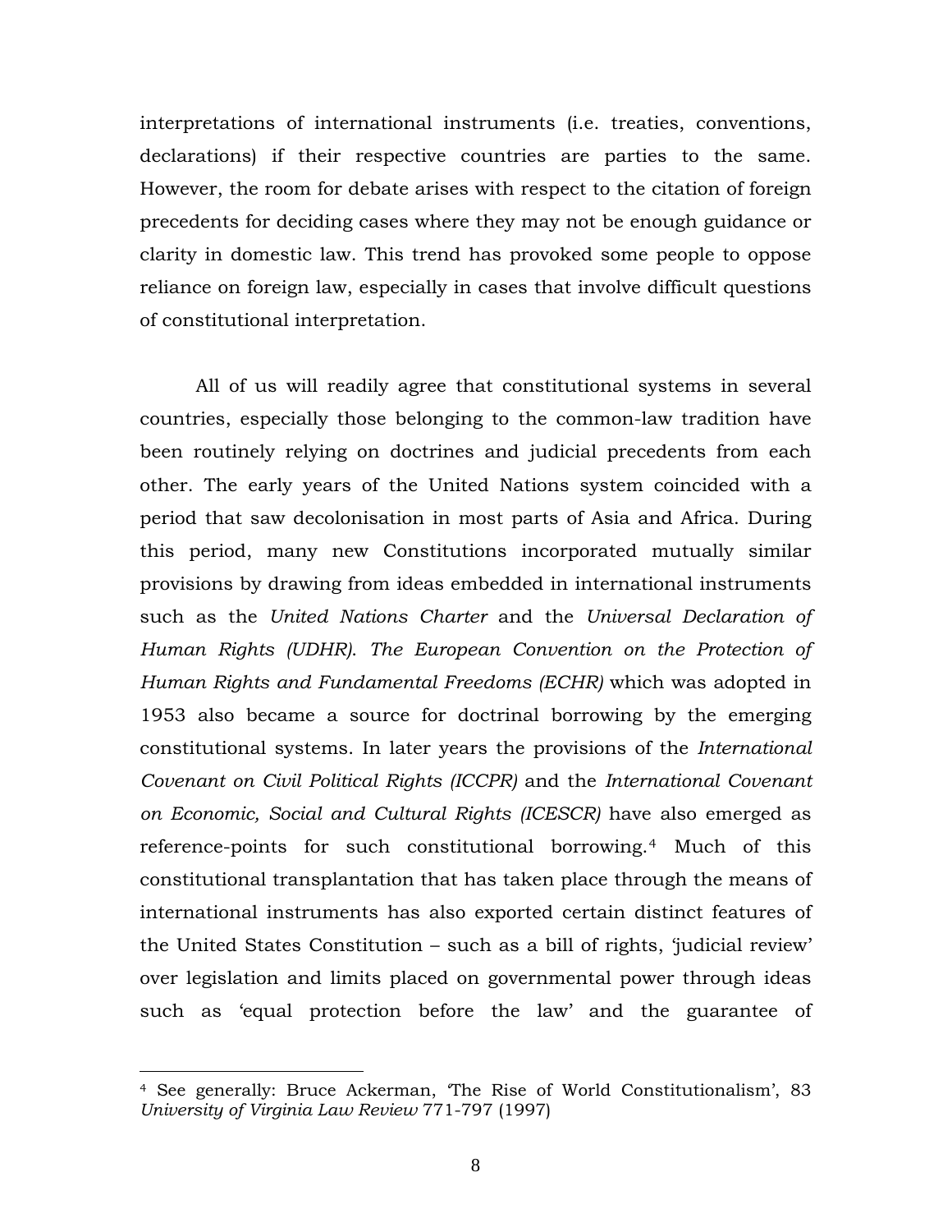interpretations of international instruments (i.e. treaties, conventions, declarations) if their respective countries are parties to the same. However, the room for debate arises with respect to the citation of foreign precedents for deciding cases where they may not be enough guidance or clarity in domestic law. This trend has provoked some people to oppose reliance on foreign law, especially in cases that involve difficult questions of constitutional interpretation.

All of us will readily agree that constitutional systems in several countries, especially those belonging to the common-law tradition have been routinely relying on doctrines and judicial precedents from each other. The early years of the United Nations system coincided with a period that saw decolonisation in most parts of Asia and Africa. During this period, many new Constitutions incorporated mutually similar provisions by drawing from ideas embedded in international instruments such as the *United Nations Charter* and the *Universal Declaration of Human Rights (UDHR). The European Convention on the Protection of Human Rights and Fundamental Freedoms (ECHR)* which was adopted in 1953 also became a source for doctrinal borrowing by the emerging constitutional systems. In later years the provisions of the *International Covenant on Civil Political Rights (ICCPR)* and the *International Covenant on Economic, Social and Cultural Rights (ICESCR)* have also emerged as reference-points for such constitutional borrowing.[4] Much of this constitutional transplantation that has taken place through the means of international instruments has also exported certain distinct features of the United States Constitution – such as a bill of rights, 'judicial review' over legislation and limits placed on governmental power through ideas such as 'equal protection before the law' and the guarantee of

---

[4] See generally: Bruce Ackerman, 'The Rise of World Constitutionalism', 83 *University of Virginia Law Review* 771-797 (1997)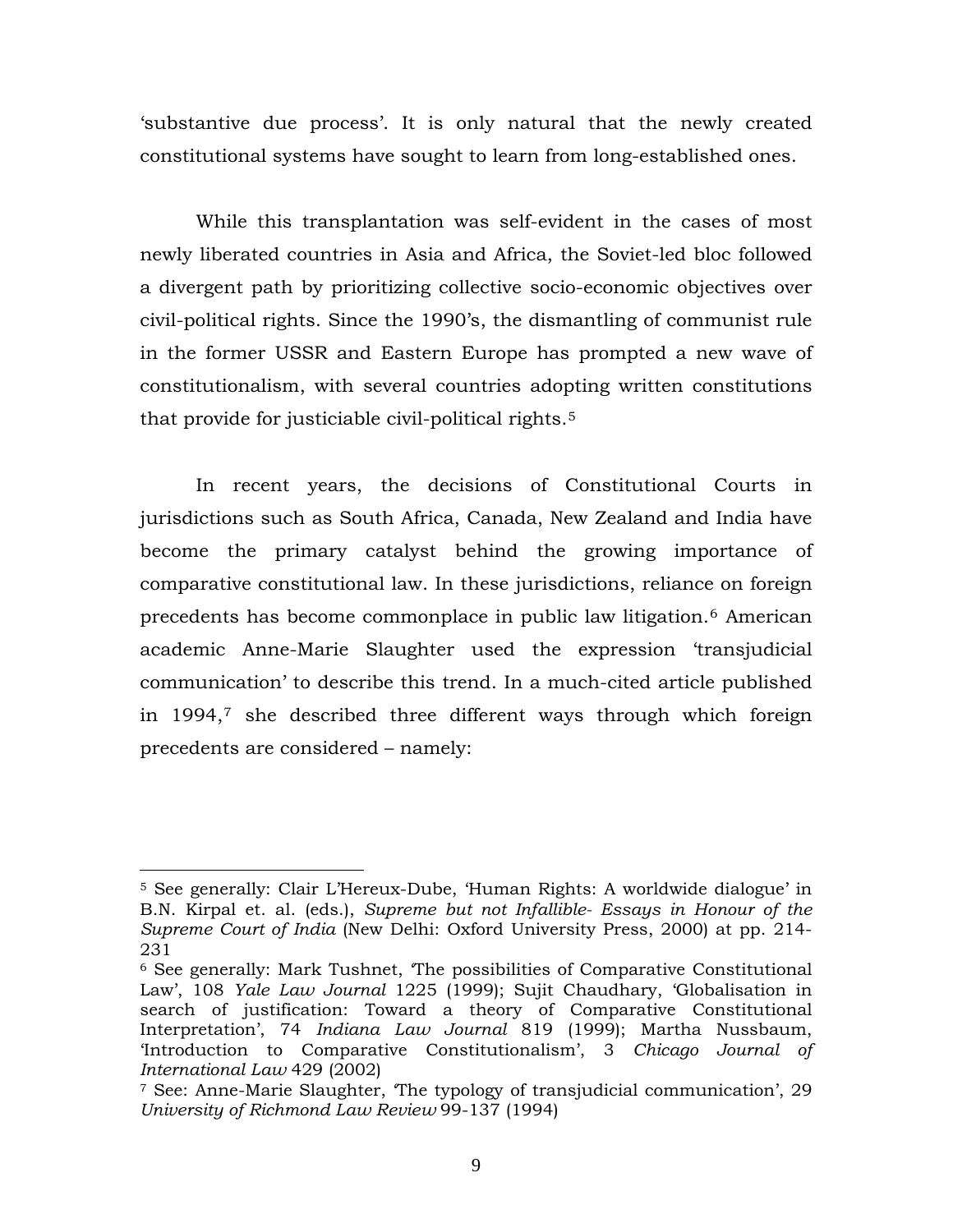'substantive due process'. It is only natural that the newly created constitutional systems have sought to learn from long-established ones.

While this transplantation was self-evident in the cases of most newly liberated countries in Asia and Africa, the Soviet-led bloc followed a divergent path by prioritizing collective socio-economic objectives over civil-political rights. Since the 1990's, the dismantling of communist rule in the former USSR and Eastern Europe has prompted a new wave of constitutionalism, with several countries adopting written constitutions that provide for justiciable civil-political rights.[5]

In recent years, the decisions of Constitutional Courts in jurisdictions such as South Africa, Canada, New Zealand and India have become the primary catalyst behind the growing importance of comparative constitutional law. In these jurisdictions, reliance on foreign precedents has become commonplace in public law litigation.[6] American academic Anne-Marie Slaughter used the expression 'transjudicial communication' to describe this trend. In a much-cited article published in 1994,[7] she described three different ways through which foreign precedents are considered – namely:

---

[5] See generally: Clair L'Hereux-Dube, 'Human Rights: A worldwide dialogue' in B.N. Kirpal et. al. (eds.), *Supreme but not Infallible- Essays in Honour of the Supreme Court of India* (New Delhi: Oxford University Press, 2000) at pp. 214-231

[6] See generally: Mark Tushnet, 'The possibilities of Comparative Constitutional Law', 108 *Yale Law Journal* 1225 (1999); Sujit Chaudhary, 'Globalisation in search of justification: Toward a theory of Comparative Constitutional Interpretation', 74 *Indiana Law Journal* 819 (1999); Martha Nussbaum, 'Introduction to Comparative Constitutionalism', 3 *Chicago Journal of International Law* 429 (2002)

[7] See: Anne-Marie Slaughter, 'The typology of transjudicial communication', 29 *University of Richmond Law Review* 99-137 (1994)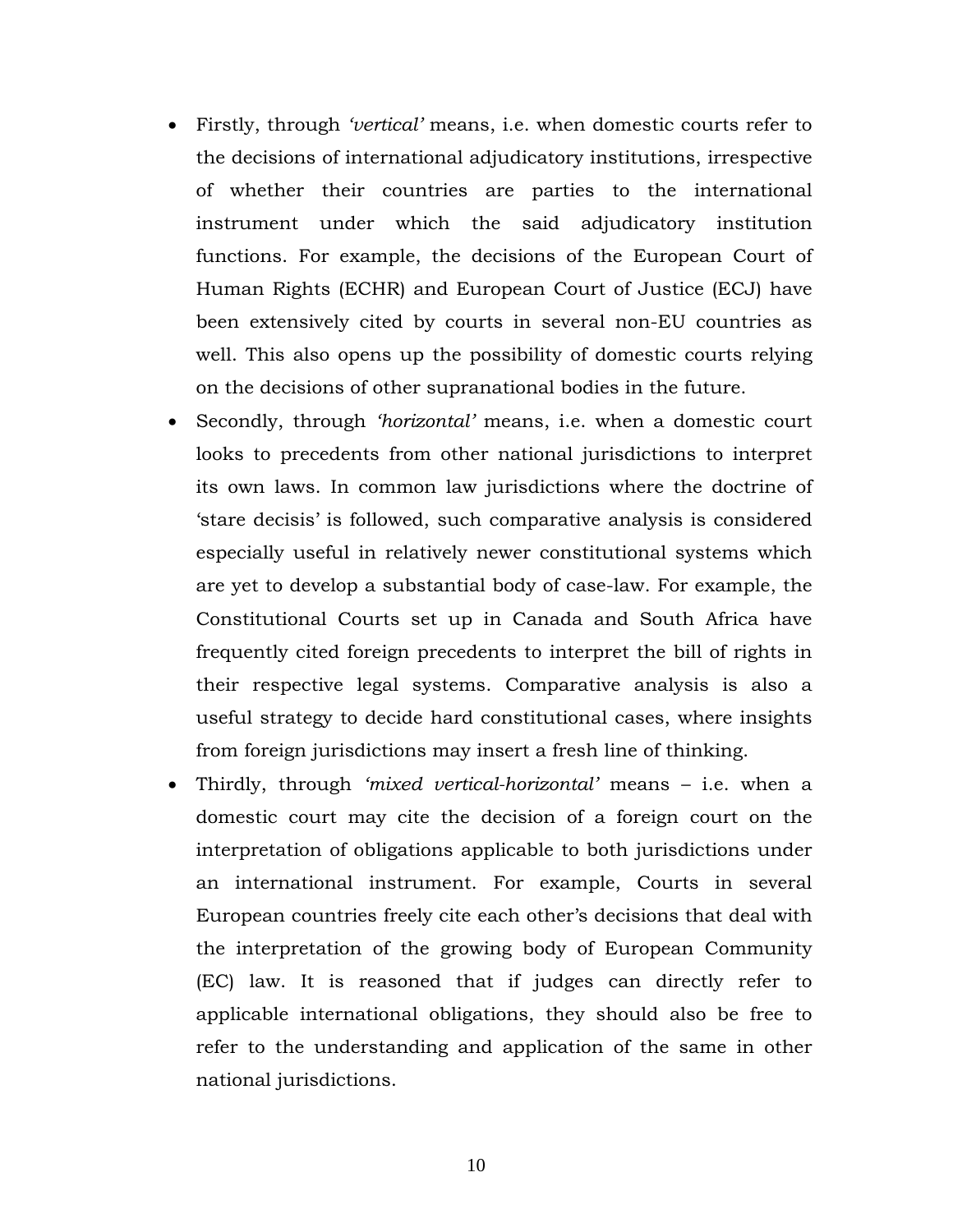- Firstly, through *'vertical'* means, i.e. when domestic courts refer to the decisions of international adjudicatory institutions, irrespective of whether their countries are parties to the international instrument under which the said adjudicatory institution functions. For example, the decisions of the European Court of Human Rights (ECHR) and European Court of Justice (ECJ) have been extensively cited by courts in several non-EU countries as well. This also opens up the possibility of domestic courts relying on the decisions of other supranational bodies in the future.
- Secondly, through *'horizontal'* means, i.e. when a domestic court looks to precedents from other national jurisdictions to interpret its own laws. In common law jurisdictions where the doctrine of 'stare decisis' is followed, such comparative analysis is considered especially useful in relatively newer constitutional systems which are yet to develop a substantial body of case-law. For example, the Constitutional Courts set up in Canada and South Africa have frequently cited foreign precedents to interpret the bill of rights in their respective legal systems. Comparative analysis is also a useful strategy to decide hard constitutional cases, where insights from foreign jurisdictions may insert a fresh line of thinking.
- Thirdly, through *'mixed vertical-horizontal'* means – i.e. when a domestic court may cite the decision of a foreign court on the interpretation of obligations applicable to both jurisdictions under an international instrument. For example, Courts in several European countries freely cite each other's decisions that deal with the interpretation of the growing body of European Community (EC) law. It is reasoned that if judges can directly refer to applicable international obligations, they should also be free to refer to the understanding and application of the same in other national jurisdictions.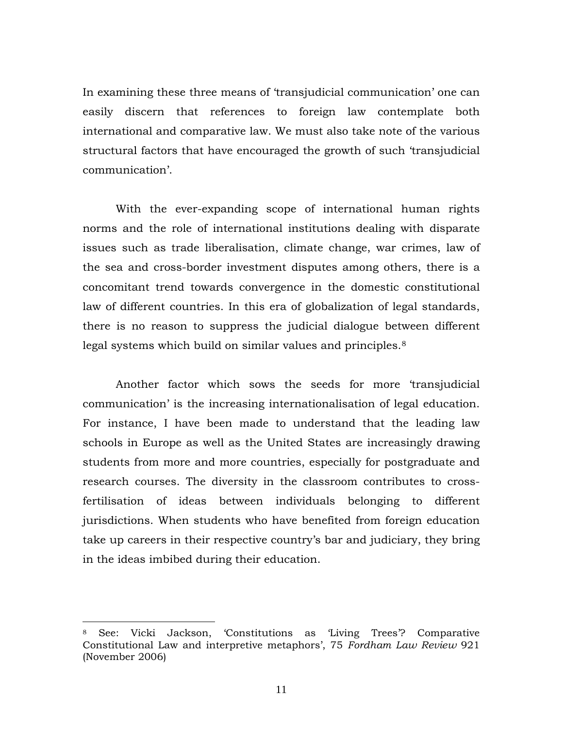In examining these three means of 'transjudicial communication' one can easily discern that references to foreign law contemplate both international and comparative law. We must also take note of the various structural factors that have encouraged the growth of such 'transjudicial communication'.

With the ever-expanding scope of international human rights norms and the role of international institutions dealing with disparate issues such as trade liberalisation, climate change, war crimes, law of the sea and cross-border investment disputes among others, there is a concomitant trend towards convergence in the domestic constitutional law of different countries. In this era of globalization of legal standards, there is no reason to suppress the judicial dialogue between different legal systems which build on similar values and principles.[8]

Another factor which sows the seeds for more 'transjudicial communication' is the increasing internationalisation of legal education. For instance, I have been made to understand that the leading law schools in Europe as well as the United States are increasingly drawing students from more and more countries, especially for postgraduate and research courses. The diversity in the classroom contributes to cross-fertilisation of ideas between individuals belonging to different jurisdictions. When students who have benefited from foreign education take up careers in their respective country's bar and judiciary, they bring in the ideas imbibed during their education.

---

[8] See: Vicki Jackson, 'Constitutions as 'Living Trees'? Comparative Constitutional Law and interpretive metaphors', 75 *Fordham Law Review* 921 (November 2006)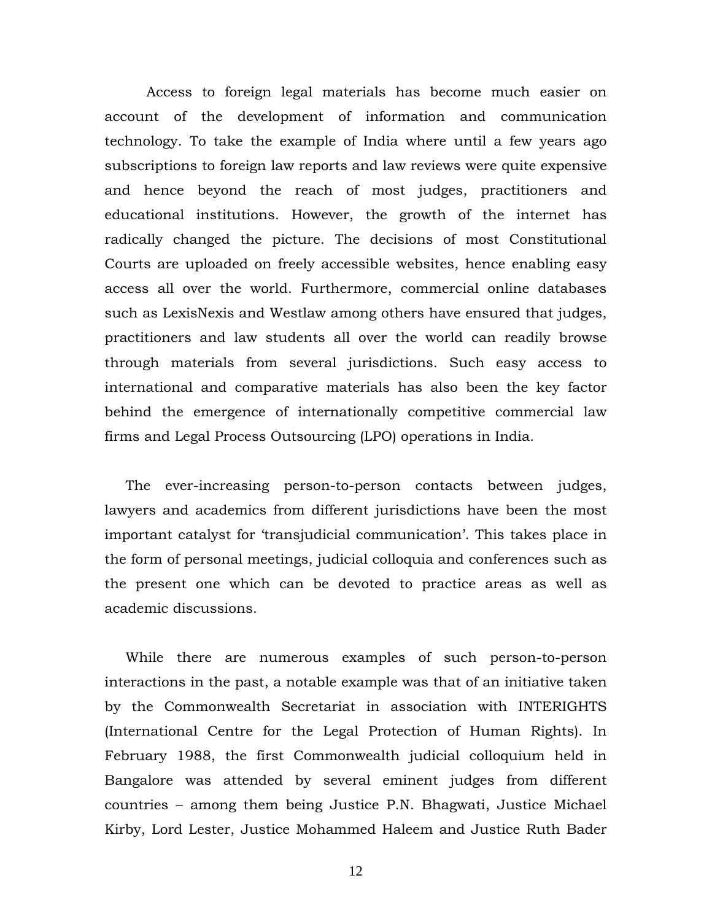Access to foreign legal materials has become much easier on account of the development of information and communication technology. To take the example of India where until a few years ago subscriptions to foreign law reports and law reviews were quite expensive and hence beyond the reach of most judges, practitioners and educational institutions. However, the growth of the internet has radically changed the picture. The decisions of most Constitutional Courts are uploaded on freely accessible websites, hence enabling easy access all over the world. Furthermore, commercial online databases such as LexisNexis and Westlaw among others have ensured that judges, practitioners and law students all over the world can readily browse through materials from several jurisdictions. Such easy access to international and comparative materials has also been the key factor behind the emergence of internationally competitive commercial law firms and Legal Process Outsourcing (LPO) operations in India.

The ever-increasing person-to-person contacts between judges, lawyers and academics from different jurisdictions have been the most important catalyst for 'transjudicial communication'. This takes place in the form of personal meetings, judicial colloquia and conferences such as the present one which can be devoted to practice areas as well as academic discussions.

While there are numerous examples of such person-to-person interactions in the past, a notable example was that of an initiative taken by the Commonwealth Secretariat in association with INTERIGHTS (International Centre for the Legal Protection of Human Rights). In February 1988, the first Commonwealth judicial colloquium held in Bangalore was attended by several eminent judges from different countries – among them being Justice P.N. Bhagwati, Justice Michael Kirby, Lord Lester, Justice Mohammed Haleem and Justice Ruth Bader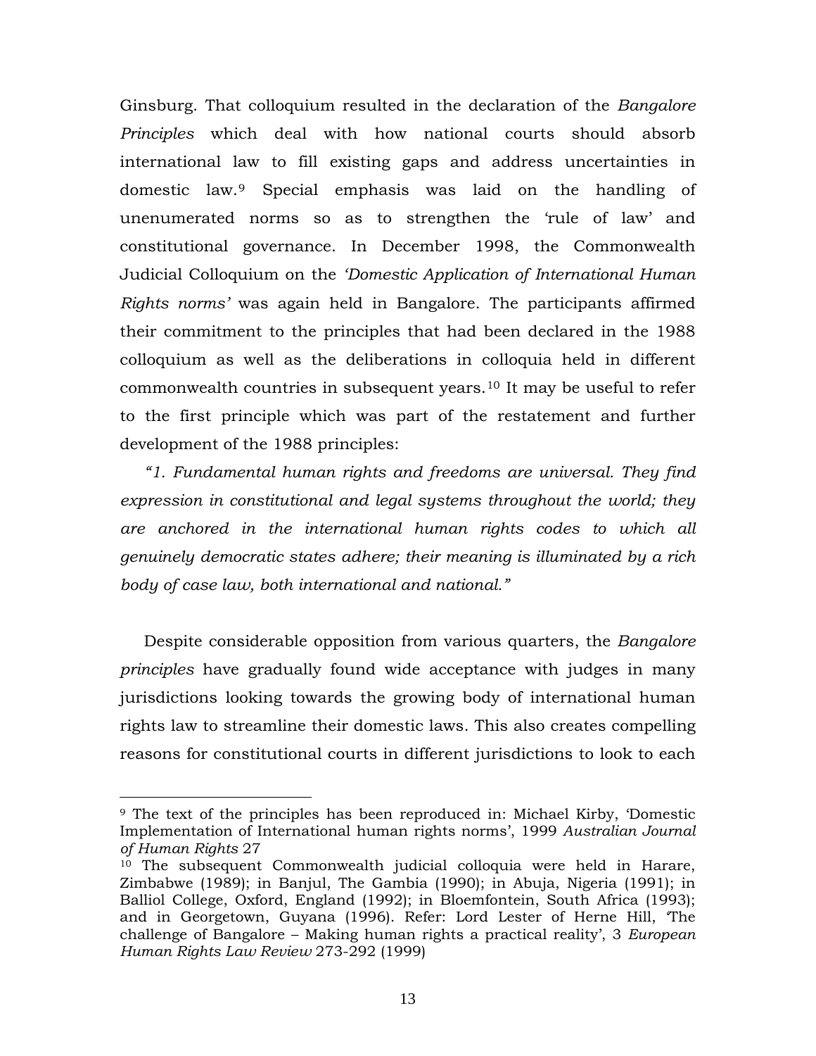Ginsburg. That colloquium resulted in the declaration of the *Bangalore Principles* which deal with how national courts should absorb international law to fill existing gaps and address uncertainties in domestic law.[9] Special emphasis was laid on the handling of unenumerated norms so as to strengthen the 'rule of law' and constitutional governance. In December 1998, the Commonwealth Judicial Colloquium on the *'Domestic Application of International Human Rights norms'* was again held in Bangalore. The participants affirmed their commitment to the principles that had been declared in the 1988 colloquium as well as the deliberations in colloquia held in different commonwealth countries in subsequent years.[10] It may be useful to refer to the first principle which was part of the restatement and further development of the 1988 principles:

*"1. Fundamental human rights and freedoms are universal. They find expression in constitutional and legal systems throughout the world; they are anchored in the international human rights codes to which all genuinely democratic states adhere; their meaning is illuminated by a rich body of case law, both international and national."*

Despite considerable opposition from various quarters, the *Bangalore principles* have gradually found wide acceptance with judges in many jurisdictions looking towards the growing body of international human rights law to streamline their domestic laws. This also creates compelling reasons for constitutional courts in different jurisdictions to look to each

---

[9] The text of the principles has been reproduced in: Michael Kirby, 'Domestic Implementation of International human rights norms', 1999 *Australian Journal of Human Rights* 27

[10] The subsequent Commonwealth judicial colloquia were held in Harare, Zimbabwe (1989); in Banjul, The Gambia (1990); in Abuja, Nigeria (1991); in Balliol College, Oxford, England (1992); in Bloemfontein, South Africa (1993); and in Georgetown, Guyana (1996). Refer: Lord Lester of Herne Hill, 'The challenge of Bangalore – Making human rights a practical reality', 3 *European Human Rights Law Review* 273-292 (1999)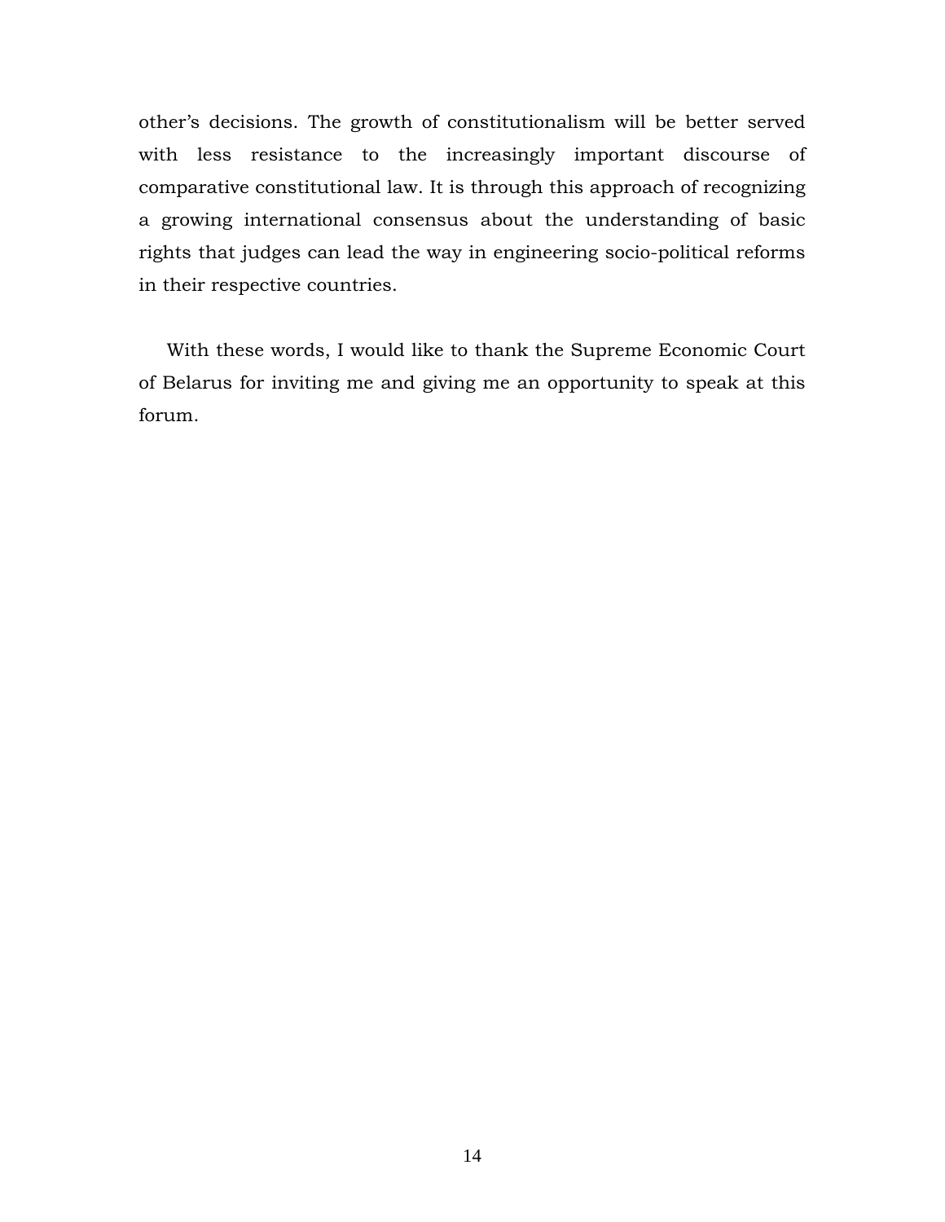other's decisions. The growth of constitutionalism will be better served with less resistance to the increasingly important discourse of comparative constitutional law. It is through this approach of recognizing a growing international consensus about the understanding of basic rights that judges can lead the way in engineering socio-political reforms in their respective countries.

With these words, I would like to thank the Supreme Economic Court of Belarus for inviting me and giving me an opportunity to speak at this forum.